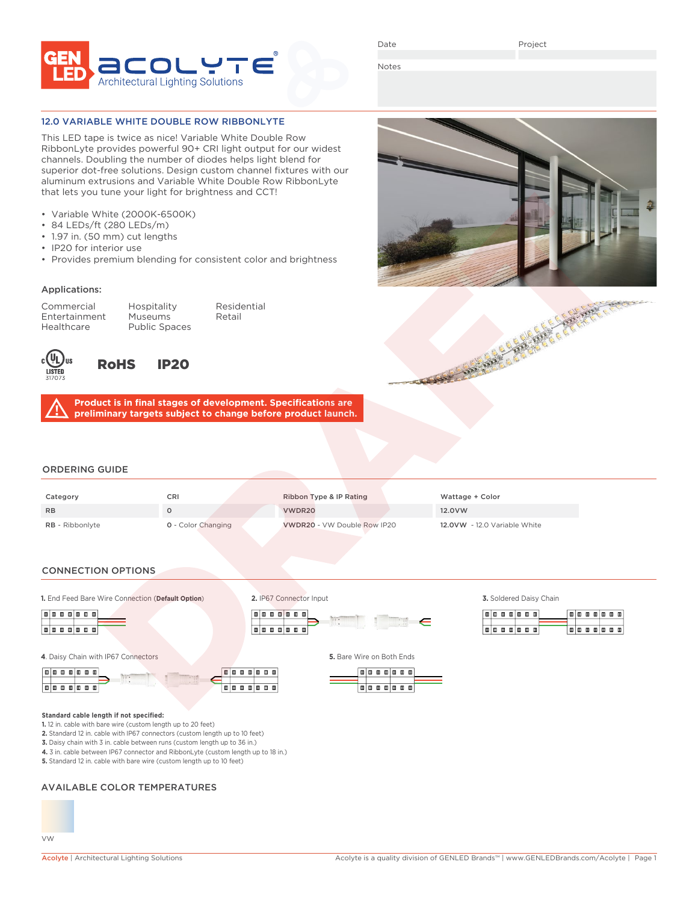Date

Project

Notes

## 12.0 VARIABLE WHITE DOUBLE ROW RIBBONLYTE

This LED tape is twice as nice! Variable White Double Row RibbonLyte provides powerful 90+ CRI light output for our widest channels. Doubling the number of diodes helps light blend for superior dot-free solutions. Design custom channel fixtures with our aluminum extrusions and Variable White Double Row RibbonLyte that lets you tune your light for brightness and CCT!

- Variable White (2000K-6500K)
- 84 LEDs/ft (280 LEDs/m)
- 1.97 in. (50 mm) cut lengths
- IP20 for interior use
- Provides premium blending for consistent color and brightness

### Applications:

| | | |
|---|---|---|
| Commercial | Hospitality | Residential |
| Entertainment | Museums | Retail |
| Healthcare | Public Spaces | |

UL LISTED 317073 | RoHS | IP20

**Product is in final stages of development. Specifications are preliminary targets subject to change before product launch.**

## ORDERING GUIDE

| Category | CRI | Ribbon Type & IP Rating | Wattage + Color |
|---|---|---|---|
| RB | 0 | VWDR20 | 12.0VW |
| **RB** - Ribbonlyte | **0** - Color Changing | **VWDR20** - VW Double Row IP20 | **12.0VW** - 12.0 Variable White |

## CONNECTION OPTIONS

**1.** End Feed Bare Wire Connection (**Default Option**)

**2.** IP67 Connector Input

**3.** Soldered Daisy Chain

**4.** Daisy Chain with IP67 Connectors

**5.** Bare Wire on Both Ends

**Standard cable length if not specified:**

1. 12 in. cable with bare wire (custom length up to 20 feet)
2. Standard 12 in. cable with IP67 connectors (custom length up to 10 feet)
3. Daisy chain with 3 in. cable between runs (custom length up to 36 in.)
4. 3 in. cable between IP67 connector and RibbonLyte (custom length up to 18 in.)
5. Standard 12 in. cable with bare wire (custom length up to 10 feet)

## AVAILABLE COLOR TEMPERATURES

VW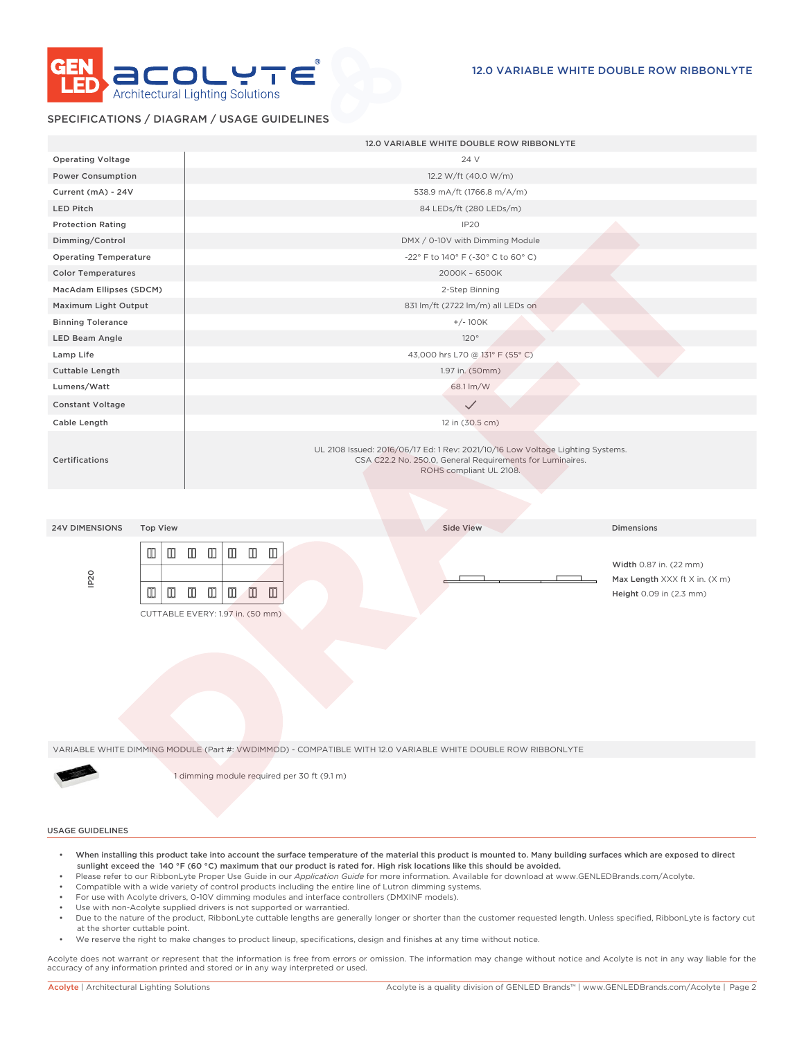# 12.0 VARIABLE WHITE DOUBLE ROW RIBBONLYTE

## SPECIFICATIONS / DIAGRAM / USAGE GUIDELINES

| | 12.0 VARIABLE WHITE DOUBLE ROW RIBBONLYTE |
|---|---|
| Operating Voltage | 24 V |
| Power Consumption | 12.2 W/ft (40.0 W/m) |
| Current (mA) - 24V | 538.9 mA/ft (1766.8 m/A/m) |
| LED Pitch | 84 LEDs/ft (280 LEDs/m) |
| Protection Rating | IP20 |
| Dimming/Control | DMX / 0-10V with Dimming Module |
| Operating Temperature | -22° F to 140° F (-30° C to 60° C) |
| Color Temperatures | 2000K – 6500K |
| MacAdam Ellipses (SDCM) | 2-Step Binning |
| Maximum Light Output | 831 lm/ft (2722 lm/m) all LEDs on |
| Binning Tolerance | +/- 100K |
| LED Beam Angle | 120° |
| Lamp Life | 43,000 hrs L70 @ 131° F (55° C) |
| Cuttable Length | 1.97 in. (50mm) |
| Lumens/Watt | 68.1 lm/W |
| Constant Voltage | ✓ |
| Cable Length | 12 in (30.5 cm) |
| Certifications | UL 2108 Issued: 2016/06/17 Ed: 1 Rev: 2021/10/16 Low Voltage Lighting Systems. CSA C22.2 No. 250.0, General Requirements for Luminaires. ROHS compliant UL 2108. |

| 24V DIMENSIONS | Top View | Side View | Dimensions |
|---|---|---|---|
| IP20 | CUTTABLE EVERY: 1.97 in. (50 mm) | | **Width** 0.87 in. (22 mm)<br>**Max Length** XXX ft X in. (X m)<br>**Height** 0.09 in (2.3 mm) |

VARIABLE WHITE DIMMING MODULE (Part #: VWDIMMOD) - COMPATIBLE WITH 12.0 VARIABLE WHITE DOUBLE ROW RIBBONLYTE

1 dimming module required per 30 ft (9.1 m)

### USAGE GUIDELINES

- **When installing this product take into account the surface temperature of the material this product is mounted to. Many building surfaces which are exposed to direct sunlight exceed the 140 °F (60 °C) maximum that our product is rated for. High risk locations like this should be avoided.**
- Please refer to our RibbonLyte Proper Use Guide in our *Application Guide* for more information. Available for download at www.GENLEDBrands.com/Acolyte.
- Compatible with a wide variety of control products including the entire line of Lutron dimming systems.
- For use with Acolyte drivers, 0-10V dimming modules and interface controllers (DMXINF models).
- Use with non-Acolyte supplied drivers is not supported or warrantied.
- Due to the nature of the product, RibbonLyte cuttable lengths are generally longer or shorter than the customer requested length. Unless specified, RibbonLyte is factory cut at the shorter cuttable point.
- We reserve the right to make changes to product lineup, specifications, design and finishes at any time without notice.

Acolyte does not warrant or represent that the information is free from errors or omission. The information may change without notice and Acolyte is not in any way liable for the accuracy of any information printed and stored or in any way interpreted or used.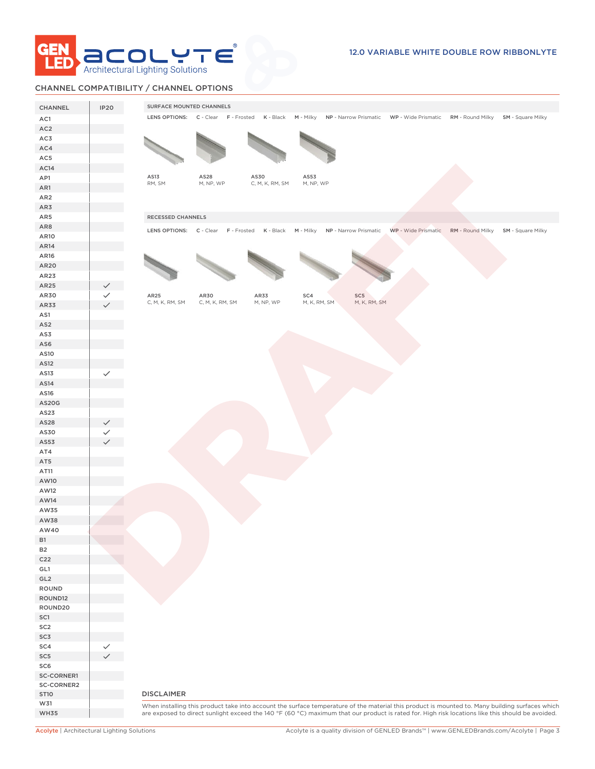## CHANNEL COMPATIBILITY / CHANNEL OPTIONS

| CHANNEL | IP20 |
|---|---|
| AC1 | |
| AC2 | |
| AC3 | |
| AC4 | |
| AC5 | |
| AC14 | |
| AP1 | |
| AR1 | |
| AR2 | |
| AR3 | |
| AR5 | |
| AR8 | |
| AR10 | |
| AR14 | |
| AR16 | |
| AR20 | |
| AR23 | |
| AR25 | ✓ |
| AR30 | ✓ |
| AR33 | ✓ |
| AS1 | |
| AS2 | |
| AS3 | |
| AS6 | |
| AS10 | |
| AS12 | |
| AS13 | ✓ |
| AS14 | |
| AS16 | |
| AS20G | |
| AS23 | |
| AS28 | ✓ |
| AS30 | ✓ |
| AS53 | ✓ |
| AT4 | |
| AT5 | |
| AT11 | |
| AW10 | |
| AW12 | |
| AW14 | |
| AW35 | |
| AW38 | |
| AW40 | |
| B1 | |
| B2 | |
| C22 | |
| GL1 | |
| GL2 | |
| ROUND | |
| ROUND12 | |
| ROUND20 | |
| SC1 | |
| SC2 | |
| SC3 | |
| SC4 | ✓ |
| SC5 | ✓ |
| SC6 | |
| SC-CORNER1 | |
| SC-CORNER2 | |
| ST10 | |
| W31 | |
| WH35 | |

### SURFACE MOUNTED CHANNELS

LENS OPTIONS: **C** - Clear **F** - Frosted **K** - Black **M** - Milky **NP** - Narrow Prismatic **WP** - Wide Prismatic **RM** - Round Milky **SM** - Square Milky

| AS13 | AS28 | AS30 | AS53 |
|---|---|---|---|
| RM, SM | M, NP, WP | C, M, K, RM, SM | M, NP, WP |

### RECESSED CHANNELS

LENS OPTIONS: **C** - Clear **F** - Frosted **K** - Black **M** - Milky **NP** - Narrow Prismatic **WP** - Wide Prismatic **RM** - Round Milky **SM** - Square Milky

| AR25 | AR30 | AR33 | SC4 | SC5 |
|---|---|---|---|---|
| C, M, K, RM, SM | C, M, K, RM, SM | M, NP, WP | M, K, RM, SM | M, K, RM, SM |

### DISCLAIMER

When installing this product take into account the surface temperature of the material this product is mounted to. Many building surfaces which are exposed to direct sunlight exceed the 140 °F (60 °C) maximum that our product is rated for. High risk locations like this should be avoided.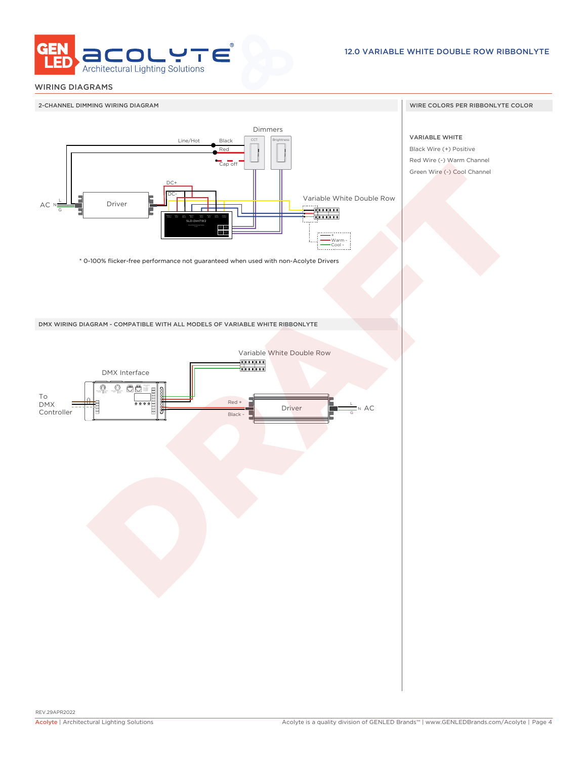## WIRING DIAGRAMS

### 2-CHANNEL DIMMING WIRING DIAGRAM

Dimmers

CCT

Brightness

Line/Hot

Black

Red

Cap off

DC+

DC-

AC

L

N

G

Driver

SLD-DimTW2

Variable White Double Row

Warm -

Cool -

* 0-100% flicker-free performance not guaranteed when used with non-Acolyte Drivers

### DMX WIRING DIAGRAM - COMPATIBLE WITH ALL MODELS OF VARIABLE WHITE RIBBONLYTE

Variable White Double Row

DMX Interface

To DMX Controller

Red +

Black -

Driver

L

N

G

AC

### WIRE COLORS PER RIBBONLYTE COLOR

VARIABLE WHITE

Black Wire (+) Positive

Red Wire (-) Warm Channel

Green Wire (-) Cool Channel

REV.29APR2022